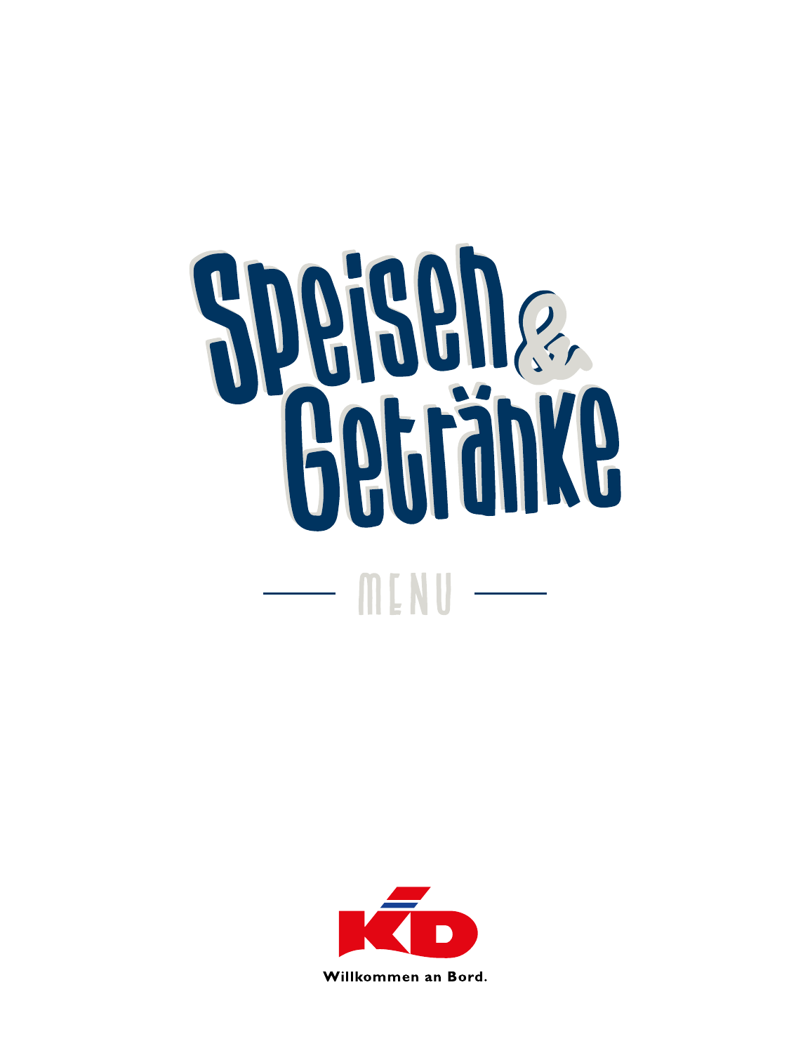# Speisen & Getränke

MENU

KD

Willkommen an Bord.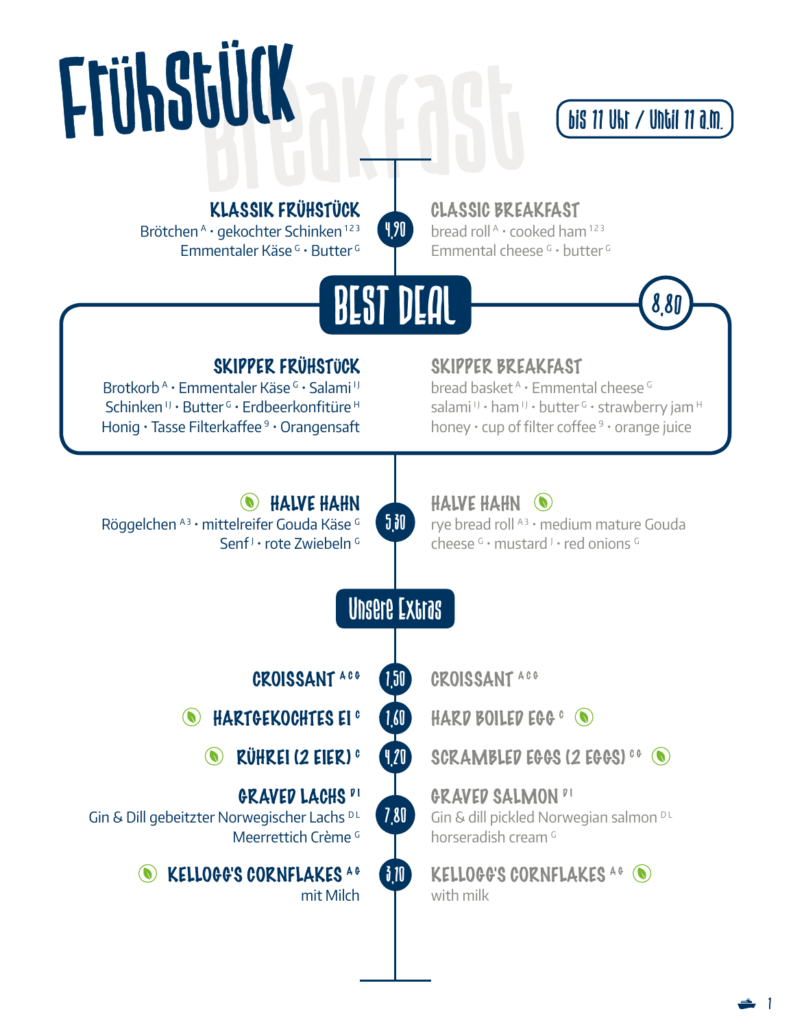# Frühstück Breakfast

bis 11 Uhr / Until 11 a.m.

### KLASSIK FRÜHSTÜCK — 4,90

Brötchen [A] · gekochter Schinken [1 2 3]
Emmentaler Käse [G] · Butter [G]

### CLASSIC BREAKFAST

bread roll [A] · cooked ham [1 2 3]
Emmental cheese [G] · butter [G]

## BEST DEAL — 8,80

### SKIPPER FRÜHSTÜCK

Brotkorb [A] · Emmentaler Käse [G] · Salami [I J]
Schinken [I J] · Butter [G] · Erdbeerkonfitüre [H]
Honig · Tasse Filterkaffee [9] · Orangensaft

### SKIPPER BREAKFAST

bread basket [A] · Emmental cheese [G]
salami [I J] · ham [I J] · butter [G] · strawberry jam [H]
honey · cup of filter coffee [9] · orange juice

### HALVE HAHN — 5,30

Röggelchen [A 3] · mittelreifer Gouda Käse [G]
Senf [J] · rote Zwiebeln [G]

### HALVE HAHN

rye bread roll [A 3] · medium mature Gouda cheese [G] · mustard [J] · red onions [G]

## Unsere Extras

| | Preis | |
|---|---|---|
| CROISSANT [A C G] | 1,50 | CROISSANT [A C G] |
| HARTGEKOCHTES EI [C] | 1,60 | HARD BOILED EGG [C] |
| RÜHREI (2 EIER) [C] | 4,20 | SCRAMBLED EGGS (2 EGGS) [C G] |
| GRAVED LACHS [D I] Gin & Dill gebeitzter Norwegischer Lachs [D L] Meerrettich Crème [G] | 7,80 | GRAVED SALMON [D I] Gin & dill pickled Norwegian salmon [D L] horseradish cream [G] |
| KELLOGG'S CORNFLAKES [A G] mit Milch | 3,10 | KELLOGG'S CORNFLAKES [A G] with milk |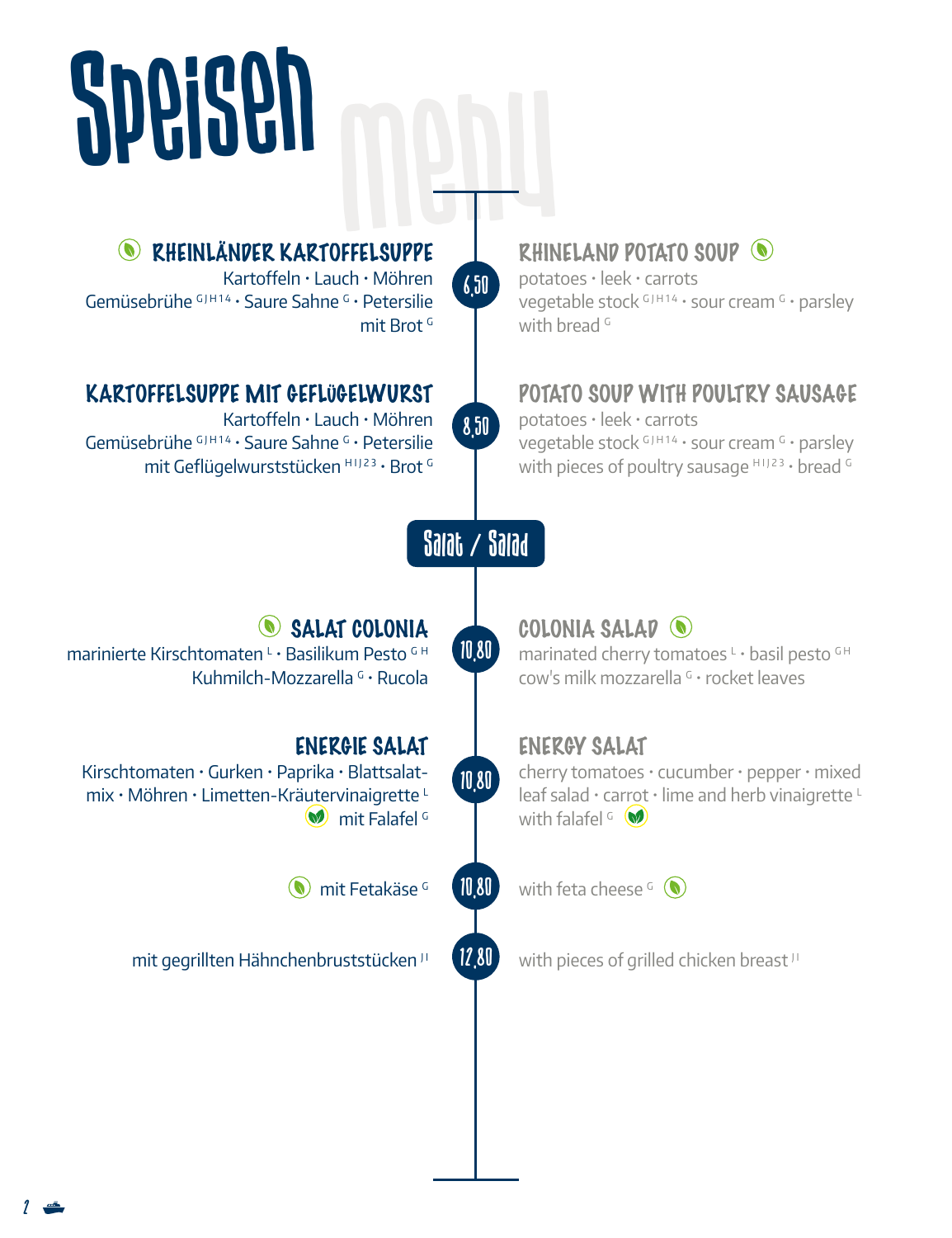# Speisen menu

### RHEINLÄNDER KARTOFFELSUPPE
Kartoffeln · Lauch · Möhren
Gemüsebrühe GJH14 · Saure Sahne G · Petersilie
mit Brot G

**6,50**

### RHINELAND POTATO SOUP
potatoes · leek · carrots
vegetable stock GJH14 · sour cream G · parsley
with bread G

### KARTOFFELSUPPE MIT GEFLÜGELWURST
Kartoffeln · Lauch · Möhren
Gemüsebrühe GJH14 · Saure Sahne G · Petersilie
mit Geflügelwurststücken HIJ23 · Brot G

**8,50**

### POTATO SOUP WITH POULTRY SAUSAGE
potatoes · leek · carrots
vegetable stock GJH14 · sour cream G · parsley
with pieces of poultry sausage HIJ23 · bread G

## Salat / Salad

### SALAT COLONIA
marinierte Kirschtomaten L · Basilikum Pesto GH
Kuhmilch-Mozzarella G · Rucola

**10,80**

### COLONIA SALAD
marinated cherry tomatoes L · basil pesto GH
cow's milk mozzarella G · rocket leaves

### ENERGIE SALAT
Kirschtomaten · Gurken · Paprika · Blattsalat-mix · Möhren · Limetten-Kräutervinaigrette L
mit Falafel G

**10,80**

### ENERGY SALAT
cherry tomatoes · cucumber · pepper · mixed leaf salad · carrot · lime and herb vinaigrette L
with falafel G

mit Fetakäse G — **10,80** — with feta cheese G

mit gegrillten Hähnchenbruststücken JI — **12,80** — with pieces of grilled chicken breast JI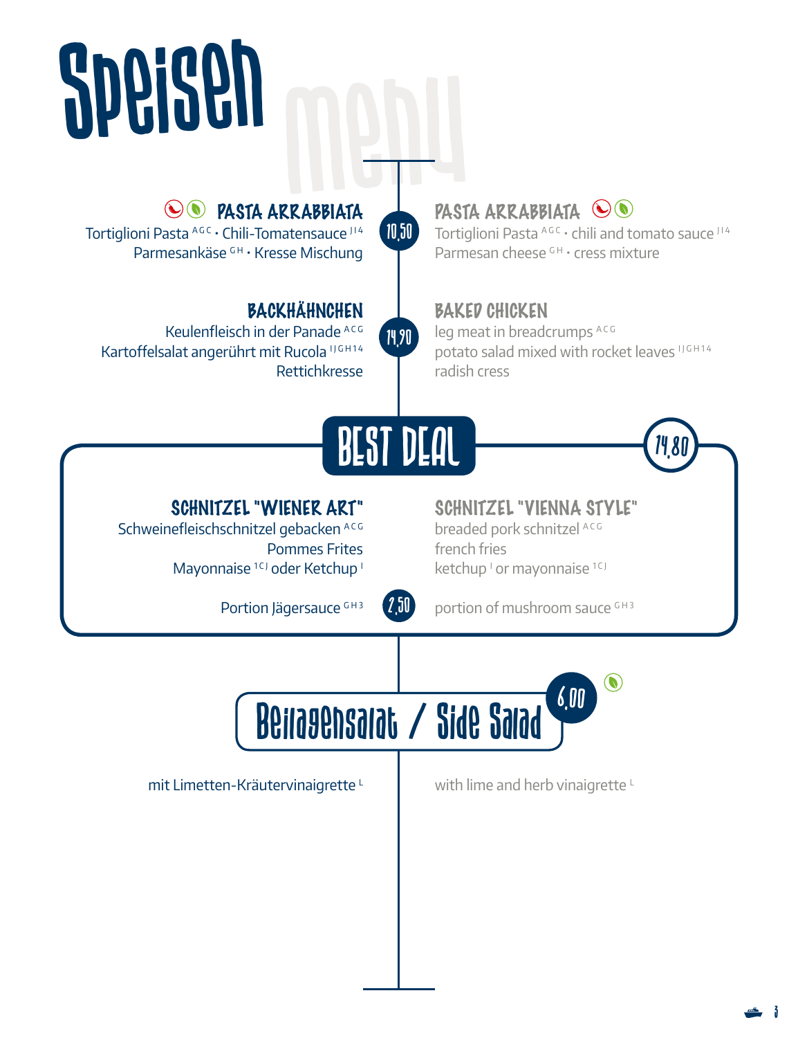# Speisen

## menu

## PASTA ARRABBIATA

Tortiglioni Pasta [AGC] · Chili-Tomatensauce [J14]
Parmesankäse [GH] · Kresse Mischung

**10,50**

## PASTA ARRABBIATA

Tortiglioni Pasta [AGC] · chili and tomato sauce [J14]
Parmesan cheese [GH] · cress mixture

## BACKHÄHNCHEN

Keulenfleisch in der Panade [ACG]
Kartoffelsalat angerührt mit Rucola [IJGH14]
Rettichkresse

**14,90**

## BAKED CHICKEN

leg meat in breadcrumps [ACG]
potato salad mixed with rocket leaves [IJGH14]
radish cress

## BEST DEAL

**14,80**

### SCHNITZEL "WIENER ART"

Schweinefleischschnitzel gebacken [ACG]
Pommes Frites
Mayonnaise [1CJ] oder Ketchup [I]

Portion Jägersauce [GH3]

**2,50**

### SCHNITZEL "VIENNA STYLE"

breaded pork schnitzel [ACG]
french fries
ketchup [I] or mayonnaise [1CJ]

portion of mushroom sauce [GH3]

## Beilagensalat / Side Salad

**6,00**

mit Limetten-Kräutervinaigrette [L]

with lime and herb vinaigrette [L]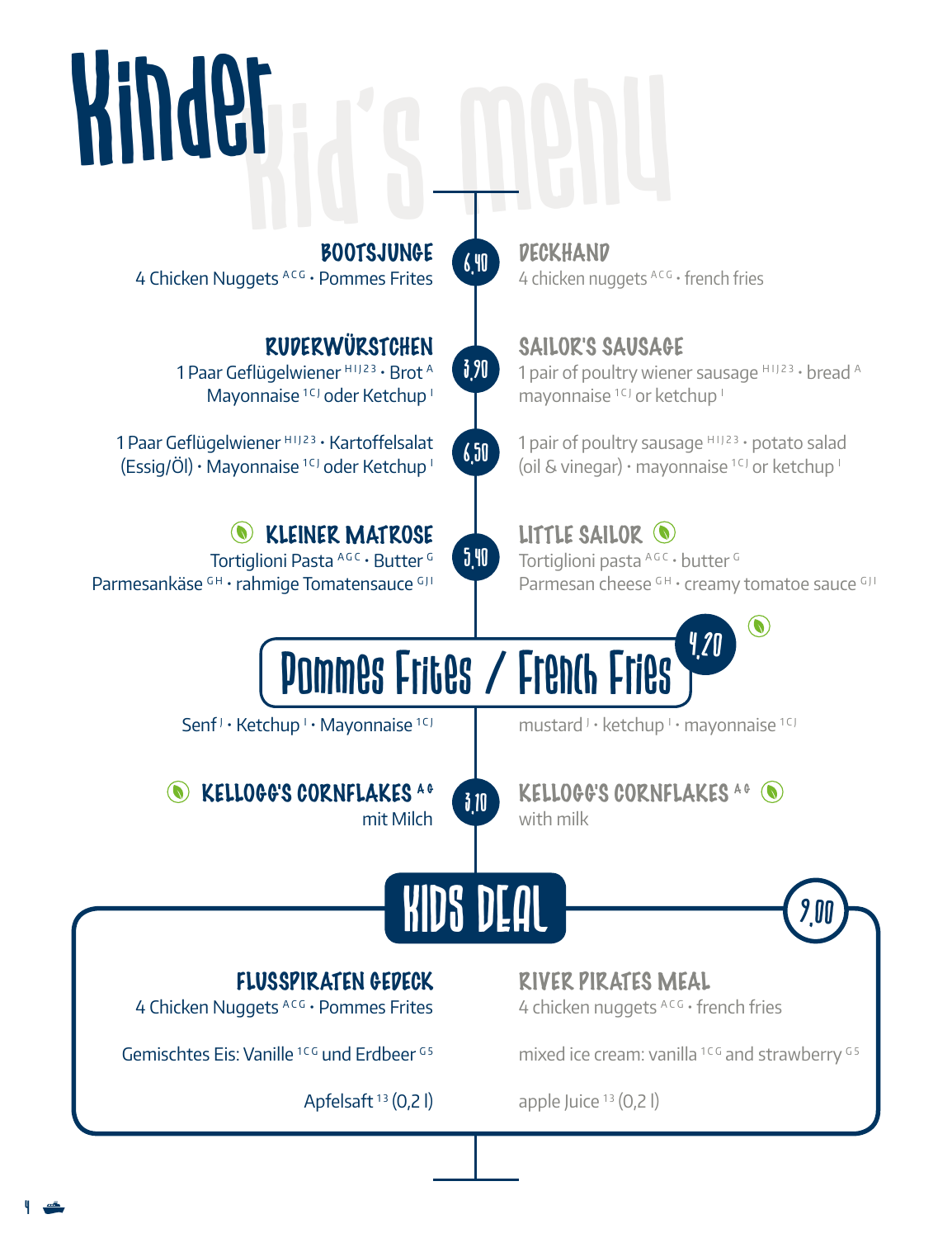# Kinder

# Kid's menu

### BOOTSJUNGE — 6,40
4 Chicken Nuggets [ACG] · Pommes Frites

### DECKHAND
4 chicken nuggets [ACG] · french fries

### RUDERWÜRSTCHEN — 3,90
1 Paar Geflügelwiener [HIJ23] · Brot [A]
Mayonnaise [1CJ] oder Ketchup [I]

### SAILOR'S SAUSAGE
1 pair of poultry wiener sausage [HIJ23] · bread [A]
mayonnaise [1CJ] or ketchup [I]

**6,50**

1 Paar Geflügelwiener [HIJ23] · Kartoffelsalat (Essig/Öl) · Mayonnaise [1CJ] oder Ketchup [I]

1 pair of poultry sausage [HIJ23] · potato salad (oil & vinegar) · mayonnaise [1CJ] or ketchup [I]

### KLEINER MATROSE — 5,40
Tortiglioni Pasta [AGC] · Butter [G]
Parmesankäse [GH] · rahmige Tomatensauce [GJI]

### LITTLE SAILOR
Tortiglioni pasta [AGC] · butter [G]
Parmesan cheese [GH] · creamy tomatoe sauce [GJI]

## Pommes Frites / French Fries — 4,20

Senf [J] · Ketchup [I] · Mayonnaise [1CJ]

mustard [J] · ketchup [I] · mayonnaise [1CJ]

### KELLOGG'S CORNFLAKES [AG] — 3,10
mit Milch

### KELLOGG'S CORNFLAKES [AG]
with milk

## KIDS DEAL — 9,00

### FLUSSPIRATEN GEDECK
4 Chicken Nuggets [ACG] · Pommes Frites

Gemischtes Eis: Vanille [1CG] und Erdbeer [G5]

Apfelsaft [13] (0,2 l)

### RIVER PIRATES MEAL
4 chicken nuggets [ACG] · french fries

mixed ice cream: vanilla [1CG] and strawberry [G5]

apple Juice [13] (0,2 l)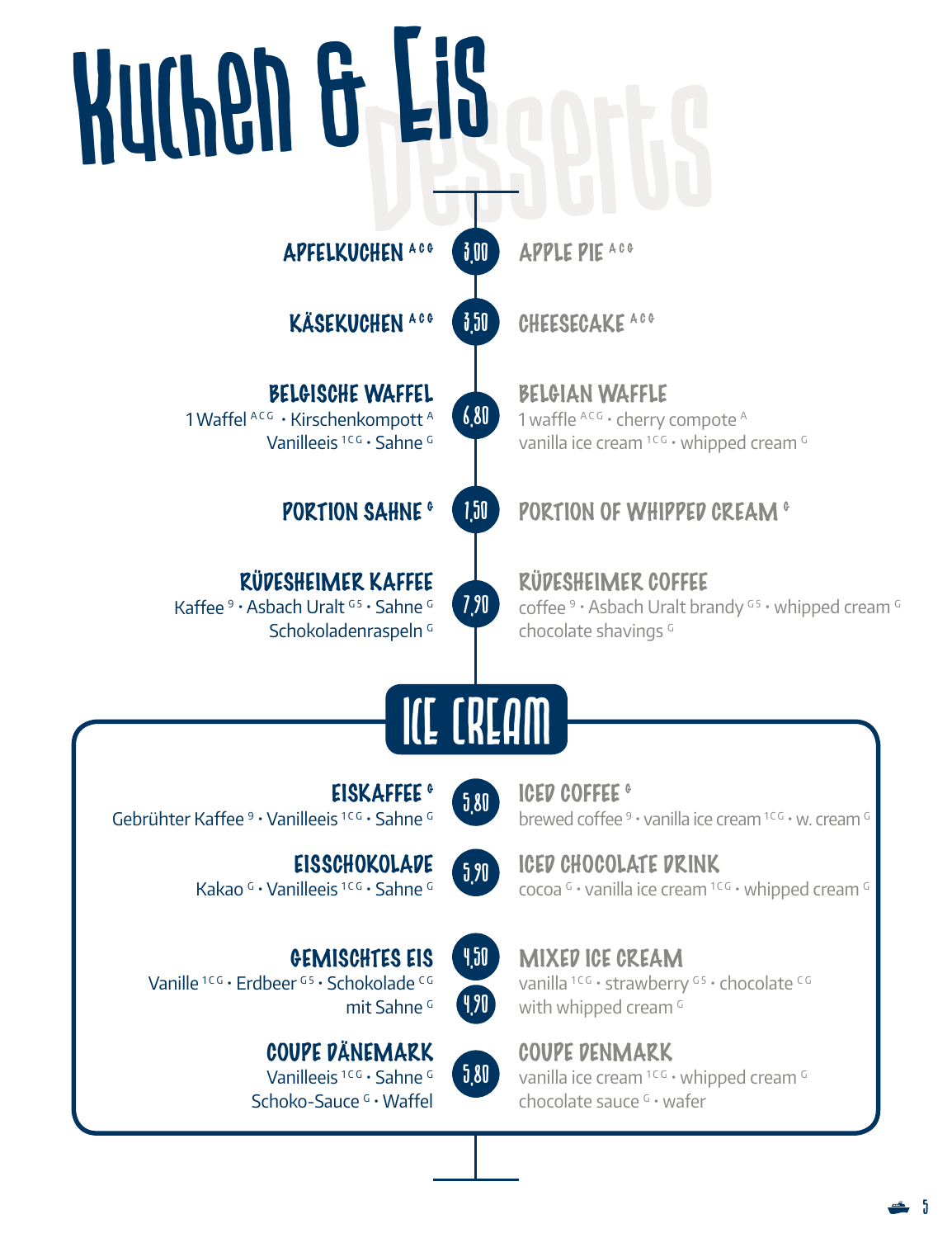# Kuchen & Eis

Desserts

**APFELKUCHEN** [A C G] — 3,00 — **APPLE PIE** [A C G]

**KÄSEKUCHEN** [A C G] — 3,50 — **CHEESECAKE** [A C G]

**BELGISCHE WAFFEL** — 6,80 — **BELGIAN WAFFLE**
1 Waffel [A C G] · Kirschenkompott [A]
Vanilleeis [1 C G] · Sahne [G]
1 waffle [A C G] · cherry compote [A]
vanilla ice cream [1 C G] · whipped cream [G]

**PORTION SAHNE** [G] — 1,50 — **PORTION OF WHIPPED CREAM** [G]

**RÜDESHEIMER KAFFEE** — 7,90 — **RÜDESHEIMER COFFEE**
Kaffee [9] · Asbach Uralt [G 5] · Sahne [G]
Schokoladenraspeln [G]
coffee [9] · Asbach Uralt brandy [G 5] · whipped cream [G]
chocolate shavings [G]

## ICE CREAM

**EISKAFFEE** [G] — 5,80 — **ICED COFFEE** [G]
Gebrühter Kaffee [9] · Vanilleeis [1 C G] · Sahne [G]
brewed coffee [9] · vanilla ice cream [1 C G] · w. cream [G]

**EISSCHOKOLADE** — 5,90 — **ICED CHOCOLATE DRINK**
Kakao [G] · Vanilleeis [1 C G] · Sahne [G]
cocoa [G] · vanilla ice cream [1 C G] · whipped cream [G]

**GEMISCHTES EIS** — 4,50 — **MIXED ICE CREAM**
Vanille [1 C G] · Erdbeer [G 5] · Schokolade [C G]
vanilla [1 C G] · strawberry [G 5] · chocolate [C G]
mit Sahne [G] — 4,90 — with whipped cream [G]

**COUPE DÄNEMARK** — 5,80 — **COUPE DENMARK**
Vanilleeis [1 C G] · Sahne [G]
Schoko-Sauce [G] · Waffel
vanilla ice cream [1 C G] · whipped cream [G]
chocolate sauce [G] · wafer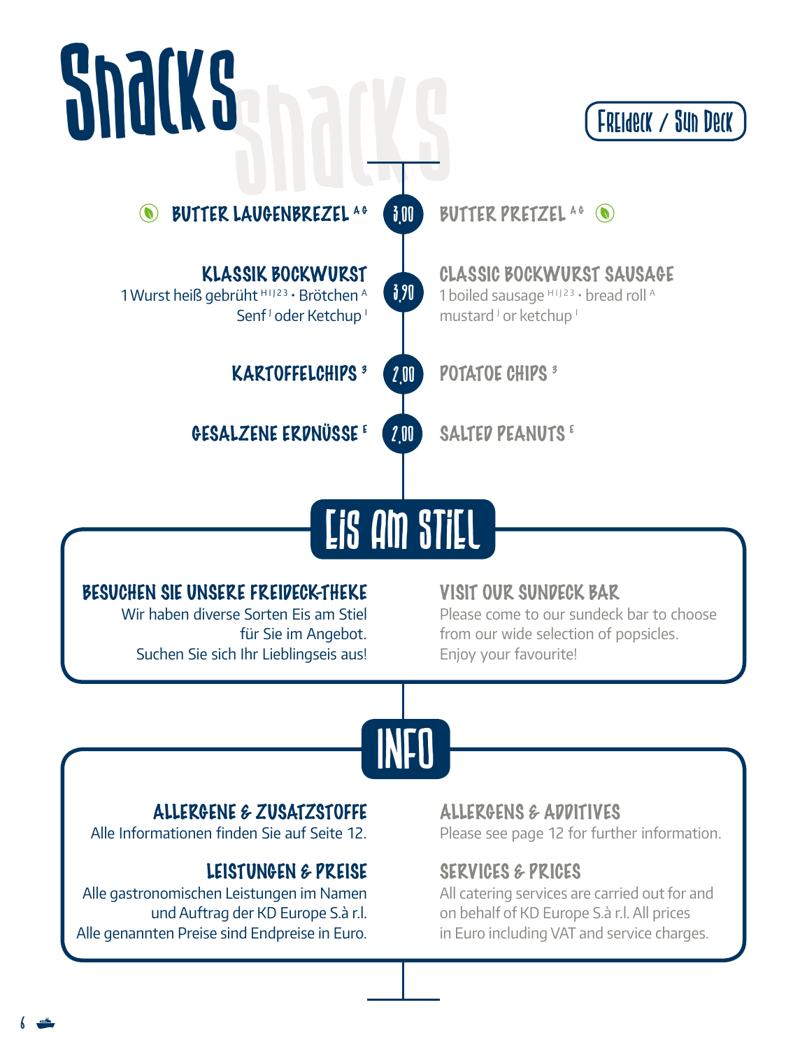# Snacks

Freideck / Sun Deck

| German | Price | English |
|---|---|---|
| **BUTTER LAUGENBREZEL** [A G] | 3,00 | **BUTTER PRETZEL** [A G] |
| **KLASSIK BOCKWURST** 1 Wurst heiß gebrüht [H I J 2 3] · Brötchen [A] Senf [J] oder Ketchup [I] | 3,90 | **CLASSIC BOCKWURST SAUSAGE** 1 boiled sausage [H I J 2 3] · bread roll [A] mustard [J] or ketchup [I] |
| **KARTOFFELCHIPS** [3] | 2,00 | **POTATOE CHIPS** [3] |
| **GESALZENE ERDNÜSSE** [E] | 2,00 | **SALTED PEANUTS** [E] |

## Eis am Stiel

### BESUCHEN SIE UNSERE FREIDECK-THEKE

Wir haben diverse Sorten Eis am Stiel für Sie im Angebot. Suchen Sie sich Ihr Lieblingseis aus!

### VISIT OUR SUNDECK BAR

Please come to our sundeck bar to choose from our wide selection of popsicles. Enjoy your favourite!

## INFO

### ALLERGENE & ZUSATZSTOFFE

Alle Informationen finden Sie auf Seite 12.

### ALLERGENS & ADDITIVES

Please see page 12 for further information.

### LEISTUNGEN & PREISE

Alle gastronomischen Leistungen im Namen und Auftrag der KD Europe S.à r.l. Alle genannten Preise sind Endpreise in Euro.

### SERVICES & PRICES

All catering services are carried out for and on behalf of KD Europe S.à r.l. All prices in Euro including VAT and service charges.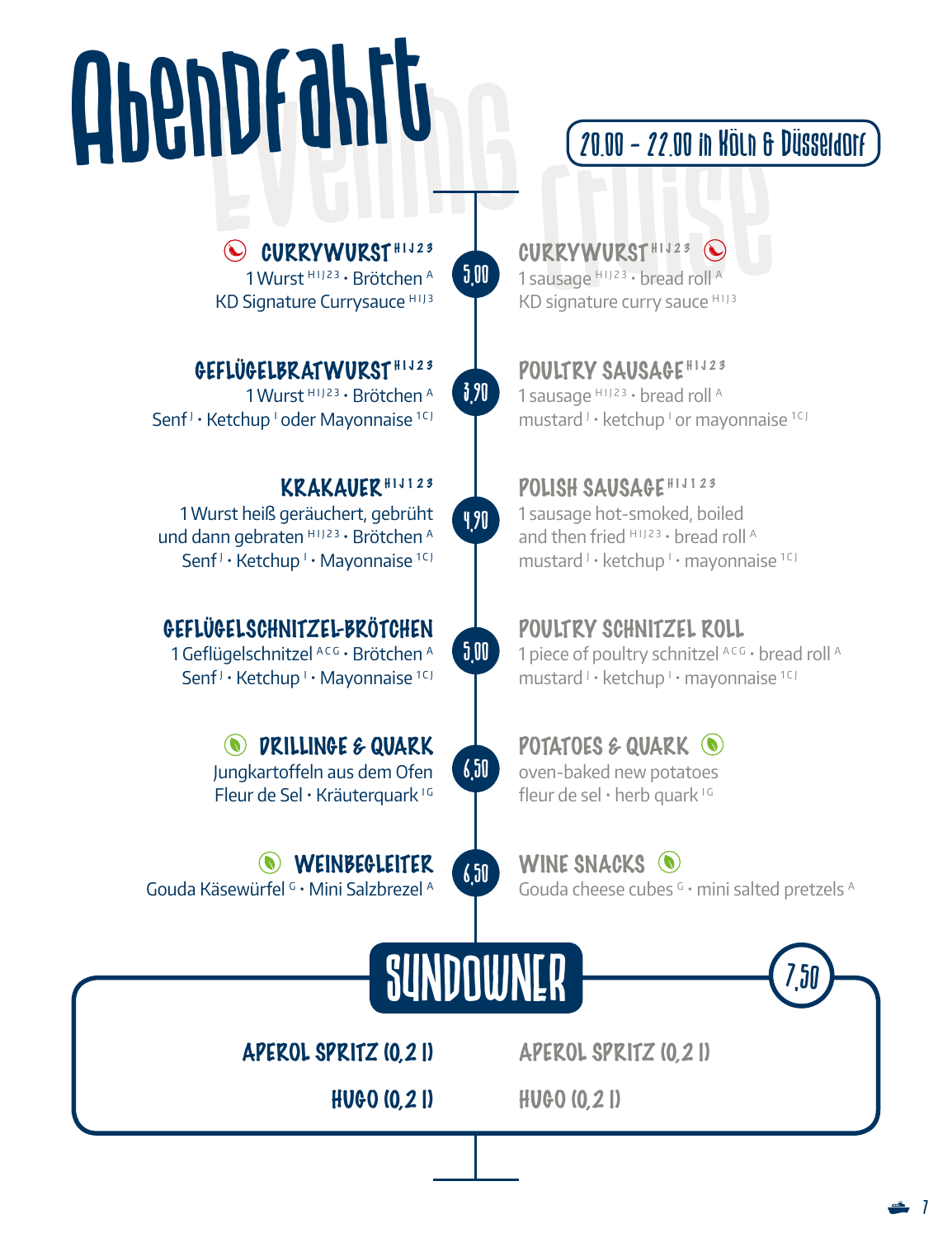# Abendfahrt

Evening Cruise

20.00 – 22.00 in Köln & Düsseldorf

### CURRYWURST [HIJ23]

1 Wurst [HIJ23] · Brötchen [A]
KD Signature Currysauce [HIJ3]

**5,00**

### CURRYWURST [HIJ23]

1 sausage [HIJ23] · bread roll [A]
KD signature curry sauce [HIJ3]

### GEFLÜGELBRATWURST [HIJ23]

1 Wurst [HIJ23] · Brötchen [A]
Senf [J] · Ketchup [I] oder Mayonnaise [1CJ]

**3,90**

### POULTRY SAUSAGE [HIJ23]

1 sausage [HIJ23] · bread roll [A]
mustard [J] · ketchup [I] or mayonnaise [1CJ]

### KRAKAUER [HIJ123]

1 Wurst heiß geräuchert, gebrüht und dann gebraten [HIJ23] · Brötchen [A]
Senf [J] · Ketchup [I] · Mayonnaise [1CJ]

**4,90**

### POLISH SAUSAGE [HIJ123]

1 sausage hot-smoked, boiled and then fried [HIJ23] · bread roll [A]
mustard [J] · ketchup [I] · mayonnaise [1CJ]

### GEFLÜGELSCHNITZEL-BRÖTCHEN

1 Geflügelschnitzel [ACG] · Brötchen [A]
Senf [J] · Ketchup [I] · Mayonnaise [1CJ]

**5,00**

### POULTRY SCHNITZEL ROLL

1 piece of poultry schnitzel [ACG] · bread roll [A]
mustard [J] · ketchup [I] · mayonnaise [1CJ]

### DRILLINGE & QUARK

Jungkartoffeln aus dem Ofen
Fleur de Sel · Kräuterquark [IG]

**6,50**

### POTATOES & QUARK

oven-baked new potatoes
fleur de sel · herb quark [IG]

### WEINBEGLEITER

Gouda Käsewürfel [G] · Mini Salzbrezel [A]

**6,50**

### WINE SNACKS

Gouda cheese cubes [G] · mini salted pretzels [A]

## SUNDOWNER

**7,50**

APEROL SPRITZ (0,2 l) — APEROL SPRITZ (0,2 l)

HUGO (0,2 l) — HUGO (0,2 l)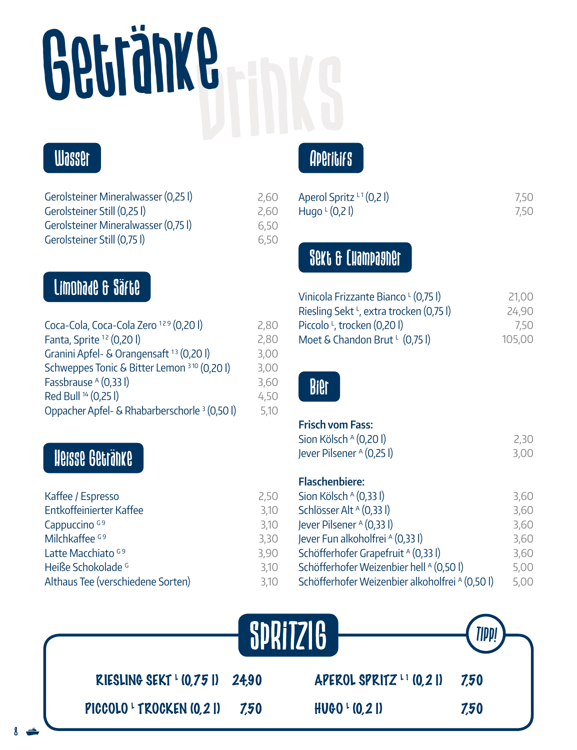# Getränke

Drinks

## Wasser

| | |
|---|---|
| Gerolsteiner Mineralwasser (0,25 l) | 2,60 |
| Gerolsteiner Still (0,25 l) | 2,60 |
| Gerolsteiner Mineralwasser (0,75 l) | 6,50 |
| Gerolsteiner Still (0,75 l) | 6,50 |

## Limonade & Säfte

| | |
|---|---|
| Coca-Cola, Coca-Cola Zero [1 2 9] (0,20 l) | 2,80 |
| Fanta, Sprite [1 2] (0,20 l) | 2,80 |
| Granini Apfel- & Orangensaft [1 3] (0,20 l) | 3,00 |
| Schweppes Tonic & Bitter Lemon [3 10] (0,20 l) | 3,00 |
| Fassbrause [A] (0,33 l) | 3,60 |
| Red Bull [14] (0,25 l) | 4,50 |
| Oppacher Apfel- & Rhabarberschorle [3] (0,50 l) | 5,10 |

## Heisse Getränke

| | |
|---|---|
| Kaffee / Espresso | 2,50 |
| Entkoffeinierter Kaffee | 3,10 |
| Cappuccino [G 9] | 3,10 |
| Milchkaffee [G 9] | 3,30 |
| Latte Macchiato [G 9] | 3,90 |
| Heiße Schokolade [G] | 3,10 |
| Althaus Tee (verschiedene Sorten) | 3,10 |

## Aperitifs

| | |
|---|---|
| Aperol Spritz [L 1] (0,2 l) | 7,50 |
| Hugo [L] (0,2 l) | 7,50 |

## Sekt & Champagner

| | |
|---|---|
| Vinicola Frizzante Bianco [L] (0,75 l) | 21,00 |
| Riesling Sekt [L], extra trocken (0,75 l) | 24,90 |
| Piccolo [L], trocken (0,20 l) | 7,50 |
| Moet & Chandon Brut [L] (0,75 l) | 105,00 |

## Bier

**Frisch vom Fass:**

| | |
|---|---|
| Sion Kölsch [A] (0,20 l) | 2,30 |
| Jever Pilsener [A] (0,25 l) | 3,00 |

**Flaschenbiere:**

| | |
|---|---|
| Sion Kölsch [A] (0,33 l) | 3,60 |
| Schlösser Alt [A] (0,33 l) | 3,60 |
| Jever Pilsener [A] (0,33 l) | 3,60 |
| Jever Fun alkoholfrei [A] (0,33 l) | 3,60 |
| Schöfferhofer Grapefruit [A] (0,33 l) | 3,60 |
| Schöfferhofer Weizenbier hell [A] (0,50 l) | 5,00 |
| Schöfferhofer Weizenbier alkoholfrei [A] (0,50 l) | 5,00 |

## SPRITZIG

TIPP!

| | |
|---|---|
| RIESLING SEKT [L] (0,75 L) | 24,90 |
| PICCOLO [L] TROCKEN (0,2 L) | 7,50 |
| APEROL SPRITZ [L 1] (0,2 L) | 7,50 |
| HUGO [L] (0,2 L) | 7,50 |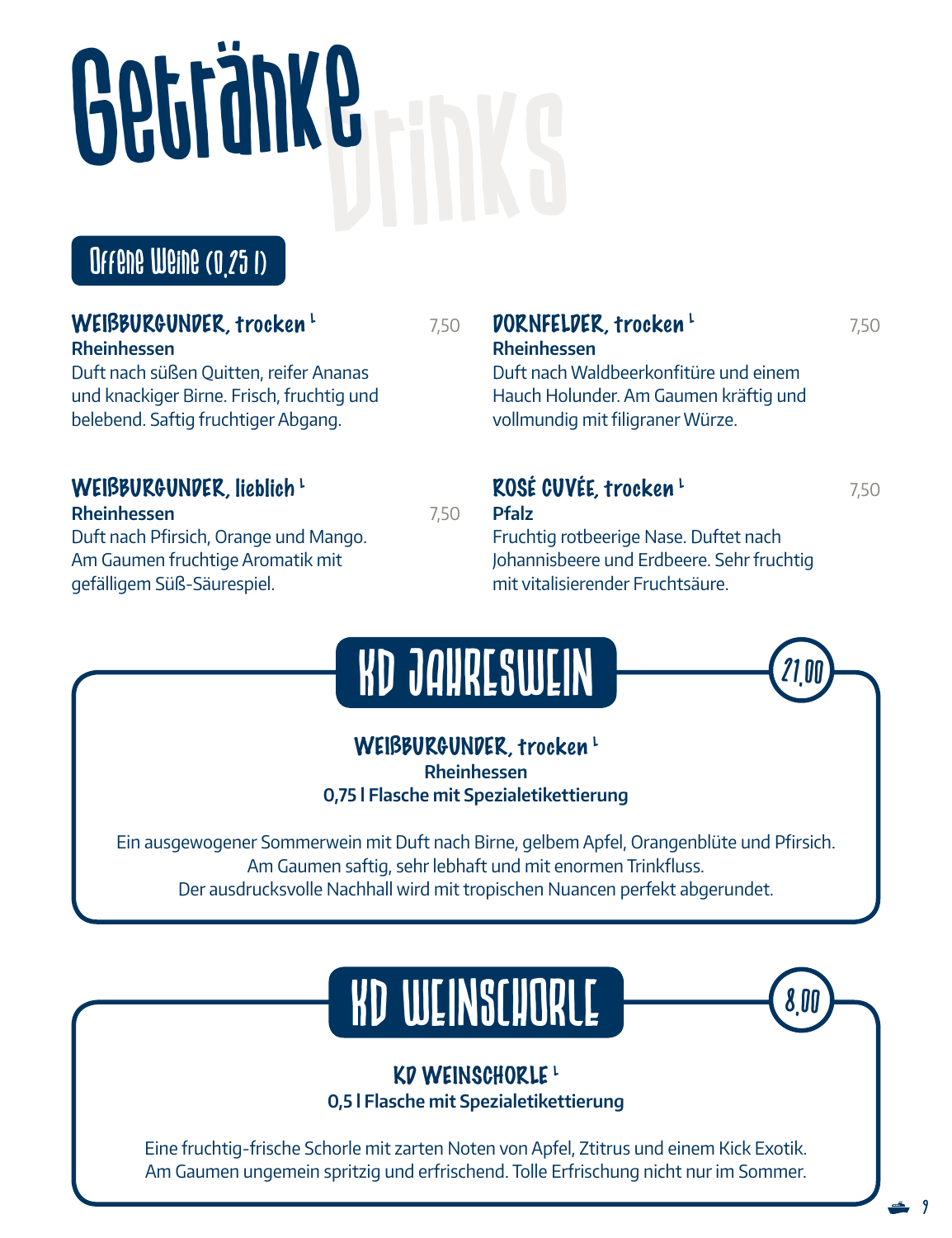# Getränke

Drinks

## Offene Weine (0,25 l)

### WEIßBURGUNDER, trocken L — 7,50

**Rheinhessen**

Duft nach süßen Quitten, reifer Ananas und knackiger Birne. Frisch, fruchtig und belebend. Saftig fruchtiger Abgang.

### WEIßBURGUNDER, lieblich L

**Rheinhessen** — 7,50

Duft nach Pfirsich, Orange und Mango. Am Gaumen fruchtige Aromatik mit gefälligem Süß-Säurespiel.

### DORNFELDER, trocken L — 7,50

**Rheinhessen**

Duft nach Waldbeerkonfitüre und einem Hauch Holunder. Am Gaumen kräftig und vollmundig mit filigraner Würze.

### ROSÉ CUVÉE, trocken L — 7,50

**Pfalz**

Fruchtig rotbeerige Nase. Duftet nach Johannisbeere und Erdbeere. Sehr fruchtig mit vitalisierender Fruchtsäure.

## KD JAHRESWEIN — 21,00

### WEIßBURGUNDER, trocken L

**Rheinhessen**

**0,75 l Flasche mit Spezialetikettierung**

Ein ausgewogener Sommerwein mit Duft nach Birne, gelbem Apfel, Orangenblüte und Pfirsich. Am Gaumen saftig, sehr lebhaft und mit enormen Trinkfluss. Der ausdrucksvolle Nachhall wird mit tropischen Nuancen perfekt abgerundet.

## KD WEINSCHORLE — 8,00

### KD WEINSCHORLE L

**0,5 l Flasche mit Spezialetikettierung**

Eine fruchtig-frische Schorle mit zarten Noten von Apfel, Ztitrus und einem Kick Exotik. Am Gaumen ungemein spritzig und erfrischend. Tolle Erfrischung nicht nur im Sommer.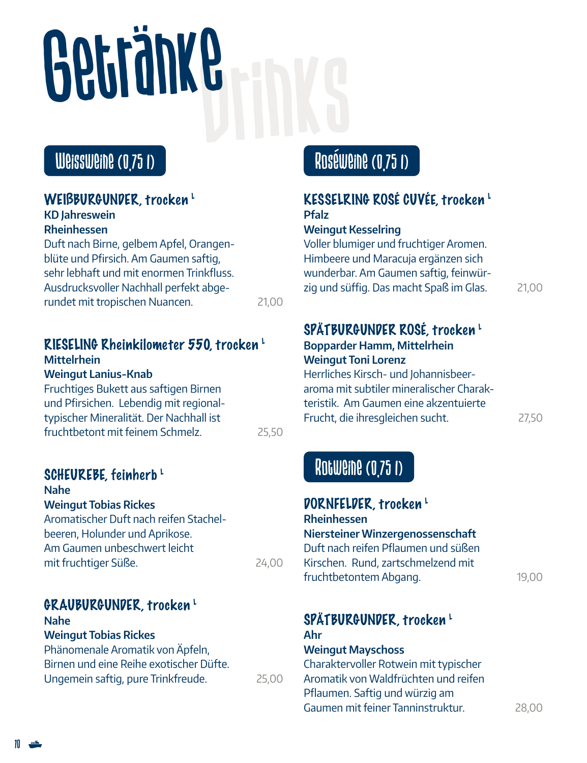# Getränke

Drinks

## Weissweine (0,75 l)

### WEIßBURGUNDER, trocken L

**KD Jahreswein**
**Rheinhessen**
Duft nach Birne, gelbem Apfel, Orangenblüte und Pfirsich. Am Gaumen saftig, sehr lebhaft und mit enormen Trinkfluss. Ausdrucksvoller Nachhall perfekt abgerundet mit tropischen Nuancen. 21,00

### RIESELING Rheinkilometer 550, trocken L

**Mittelrhein**
**Weingut Lanius-Knab**
Fruchtiges Bukett aus saftigen Birnen und Pfirsichen. Lebendig mit regionaltypischer Mineralität. Der Nachhall ist fruchtbetont mit feinem Schmelz. 25,50

### SCHEUREBE, feinherb L

**Nahe**
**Weingut Tobias Rickes**
Aromatischer Duft nach reifen Stachelbeeren, Holunder und Aprikose. Am Gaumen unbeschwert leicht mit fruchtiger Süße. 24,00

### GRAUBURGUNDER, trocken L

**Nahe**
**Weingut Tobias Rickes**
Phänomenale Aromatik von Äpfeln, Birnen und eine Reihe exotischer Düfte. Ungemein saftig, pure Trinkfreude. 25,00

## Roséweine (0,75 l)

### KESSELRING ROSÉ CUVÉE, trocken L

**Pfalz**
**Weingut Kesselring**
Voller blumiger und fruchtiger Aromen. Himbeere und Maracuja ergänzen sich wunderbar. Am Gaumen saftig, feinwürzig und süffig. Das macht Spaß im Glas. 21,00

### SPÄTBURGUNDER ROSÉ, trocken L

**Bopparder Hamm, Mittelrhein**
**Weingut Toni Lorenz**
Herrliches Kirsch- und Johannisbeeraroma mit subtiler mineralischer Charakteristik. Am Gaumen eine akzentuierte Frucht, die ihresgleichen sucht. 27,50

## Rotweine (0,75 l)

### DORNFELDER, trocken L

**Rheinhessen**
**Niersteiner Winzergenossenschaft**
Duft nach reifen Pflaumen und süßen Kirschen. Rund, zartschmelzend mit fruchtbetontem Abgang. 19,00

### SPÄTBURGUNDER, trocken L

**Ahr**
**Weingut Mayschoss**
Charaktervoller Rotwein mit typischer Aromatik von Waldfrüchten und reifen Pflaumen. Saftig und würzig am Gaumen mit feiner Tanninstruktur. 28,00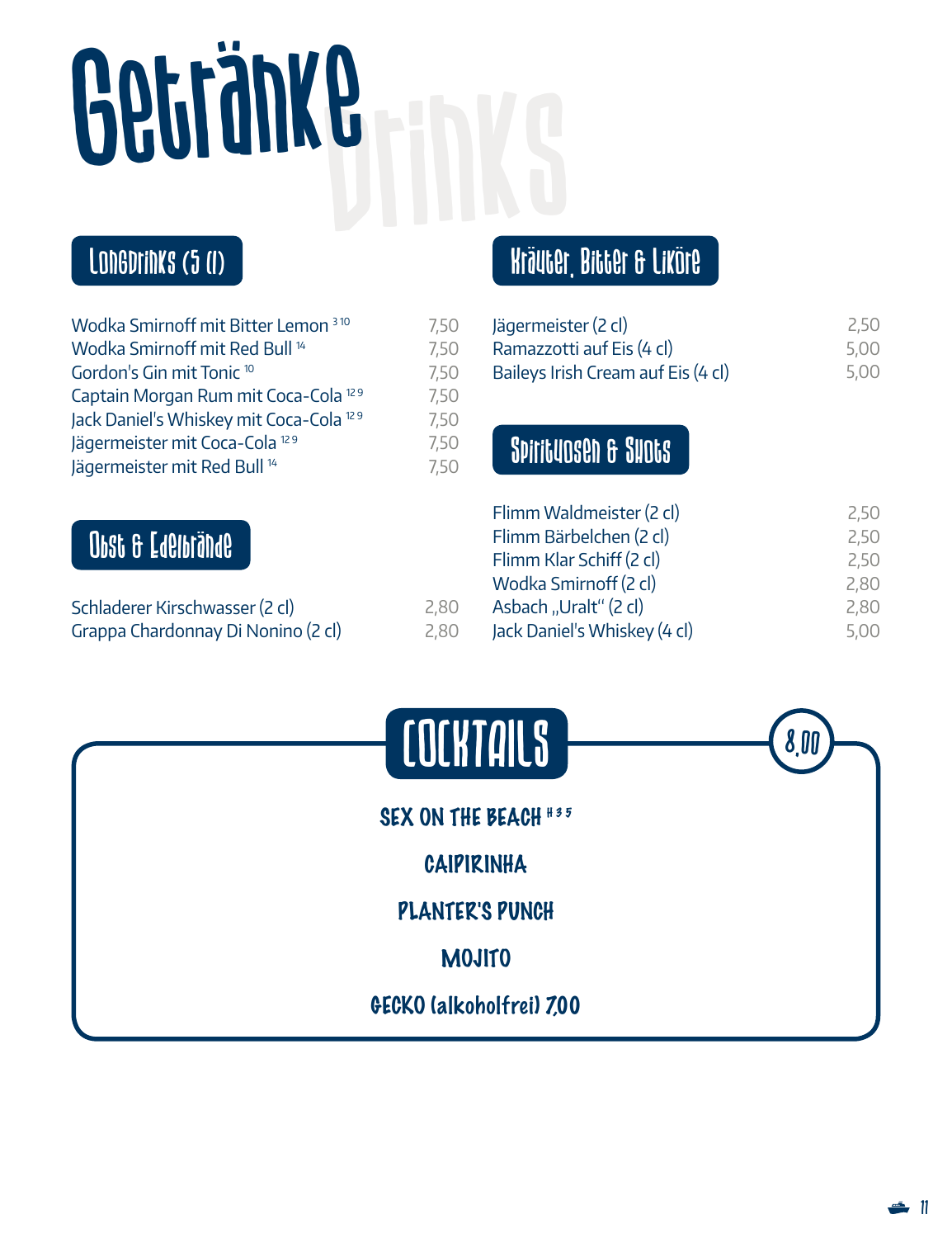# Getränke

Drinks

## Longdrinks (5 cl)

| | |
|---|---|
| Wodka Smirnoff mit Bitter Lemon [3 10] | 7,50 |
| Wodka Smirnoff mit Red Bull [14] | 7,50 |
| Gordon's Gin mit Tonic [10] | 7,50 |
| Captain Morgan Rum mit Coca-Cola [12 9] | 7,50 |
| Jack Daniel's Whiskey mit Coca-Cola [12 9] | 7,50 |
| Jägermeister mit Coca-Cola [12 9] | 7,50 |
| Jägermeister mit Red Bull [14] | 7,50 |

## Obst & Edelbrände

| | |
|---|---|
| Schladerer Kirschwasser (2 cl) | 2,80 |
| Grappa Chardonnay Di Nonino (2 cl) | 2,80 |

## Kräuter, Bitter & Liköre

| | |
|---|---|
| Jägermeister (2 cl) | 2,50 |
| Ramazzotti auf Eis (4 cl) | 5,00 |
| Baileys Irish Cream auf Eis (4 cl) | 5,00 |

## Spirituosen & Shots

| | |
|---|---|
| Flimm Waldmeister (2 cl) | 2,50 |
| Flimm Bärbelchen (2 cl) | 2,50 |
| Flimm Klar Schiff (2 cl) | 2,50 |
| Wodka Smirnoff (2 cl) | 2,80 |
| Asbach „Uralt" (2 cl) | 2,80 |
| Jack Daniel's Whiskey (4 cl) | 5,00 |

## Cocktails

8,00

SEX ON THE BEACH [H 3 5]

CAIPIRINHA

PLANTER'S PUNCH

MOJITO

GECKO (alkoholfrei) 7,00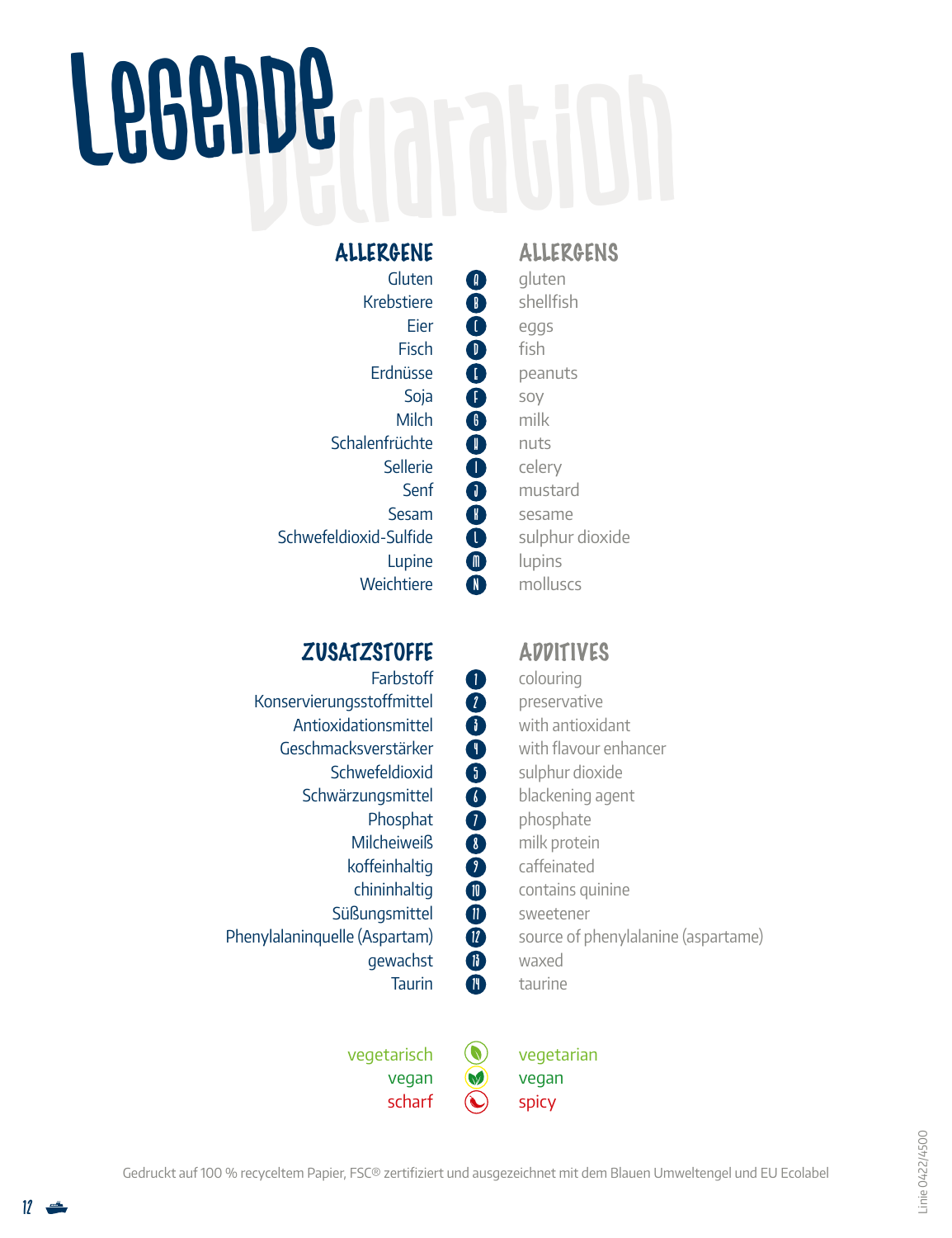# Legende

Declaration

| ALLERGENE | | ALLERGENS |
|---|---|---|
| Gluten | A | gluten |
| Krebstiere | B | shellfish |
| Eier | C | eggs |
| Fisch | D | fish |
| Erdnüsse | E | peanuts |
| Soja | F | soy |
| Milch | G | milk |
| Schalenfrüchte | H | nuts |
| Sellerie | I | celery |
| Senf | J | mustard |
| Sesam | K | sesame |
| Schwefeldioxid-Sulfide | L | sulphur dioxide |
| Lupine | M | lupins |
| Weichtiere | N | molluscs |

| ZUSATZSTOFFE | | ADDITIVES |
|---|---|---|
| Farbstoff | 1 | colouring |
| Konservierungsstoffmittel | 2 | preservative |
| Antioxidationsmittel | 3 | with antioxidant |
| Geschmacksverstärker | 4 | with flavour enhancer |
| Schwefeldioxid | 5 | sulphur dioxide |
| Schwärzungsmittel | 6 | blackening agent |
| Phosphat | 7 | phosphate |
| Milcheiweiß | 8 | milk protein |
| koffeinhaltig | 9 | caffeinated |
| chininhaltig | 10 | contains quinine |
| Süßungsmittel | 11 | sweetener |
| Phenylalaninquelle (Aspartam) | 12 | source of phenylalanine (aspartame) |
| gewachst | 13 | waxed |
| Taurin | 14 | taurine |

| | | |
|---|---|---|
| vegetarisch | | vegetarian |
| vegan | | vegan |
| scharf | | spicy |

Gedruckt auf 100 % recyceltem Papier, FSC® zertifiziert und ausgezeichnet mit dem Blauen Umweltengel und EU Ecolabel

Linie 0422/4500